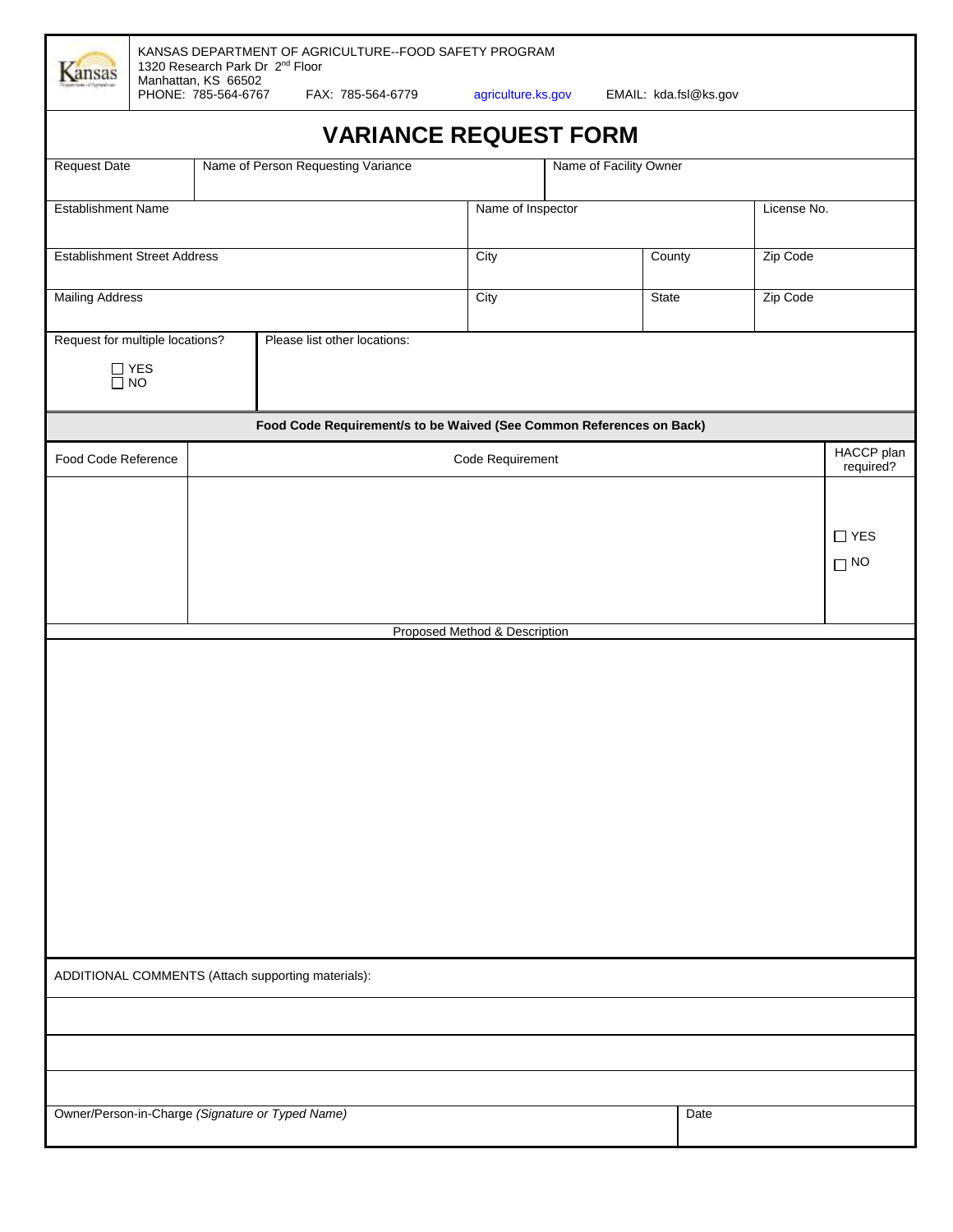KANSAS DEPARTMENT OF AGRICULTURE--FOOD SAFETY PROGRAM
1320 Research Park Dr 2nd Floor
Manhattan, KS 66502
PHONE: 785-564-6767 FAX: 785-564-6779 agriculture.ks.gov EMAIL: kda.fsl@ks.gov

# VARIANCE REQUEST FORM

| Request Date | Name of Person Requesting Variance | Name of Facility Owner | |
|---|---|---|---|
| | | | |

| Establishment Name | Name of Inspector | | License No. |
|---|---|---|---|
| | | | |
| **Establishment Street Address** | **City** | **County** | **Zip Code** |
| | | | |
| **Mailing Address** | **City** | **State** | **Zip Code** |
| | | | |

| Request for multiple locations? | Please list other locations: |
|---|---|
| ☐ YES<br>☐ NO | |

**Food Code Requirement/s to be Waived (See Common References on Back)**

| Food Code Reference | Code Requirement | HACCP plan required? |
|---|---|---|
| | | ☐ YES<br>☐ NO |

Proposed Method & Description

ADDITIONAL COMMENTS (Attach supporting materials):

| Owner/Person-in-Charge *(Signature or Typed Name)* | Date |
|---|---|
| | |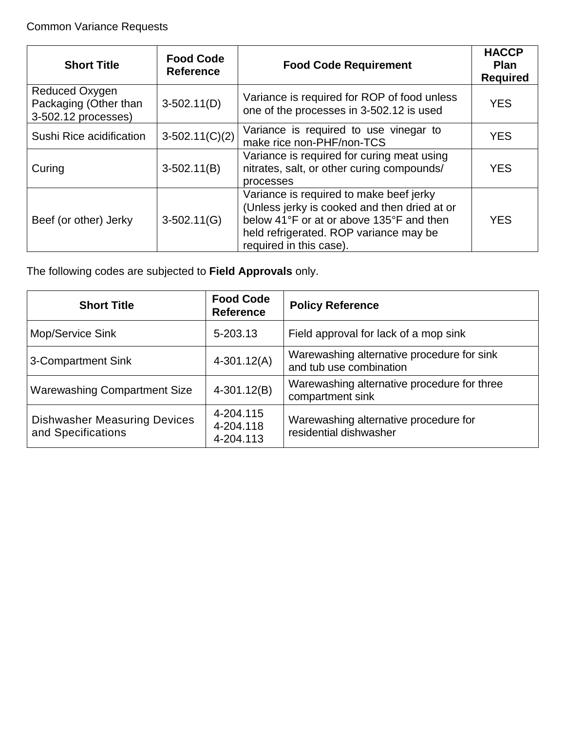Common Variance Requests

| Short Title | Food Code Reference | Food Code Requirement | HACCP Plan Required |
|---|---|---|---|
| Reduced Oxygen Packaging (Other than 3-502.12 processes) | 3-502.11(D) | Variance is required for ROP of food unless one of the processes in 3-502.12 is used | YES |
| Sushi Rice acidification | 3-502.11(C)(2) | Variance is required to use vinegar to make rice non-PHF/non-TCS | YES |
| Curing | 3-502.11(B) | Variance is required for curing meat using nitrates, salt, or other curing compounds/ processes | YES |
| Beef (or other) Jerky | 3-502.11(G) | Variance is required to make beef jerky (Unless jerky is cooked and then dried at or below 41°F or at or above 135°F and then held refrigerated. ROP variance may be required in this case). | YES |

The following codes are subjected to **Field Approvals** only.

| Short Title | Food Code Reference | Policy Reference |
|---|---|---|
| Mop/Service Sink | 5-203.13 | Field approval for lack of a mop sink |
| 3-Compartment Sink | 4-301.12(A) | Warewashing alternative procedure for sink and tub use combination |
| Warewashing Compartment Size | 4-301.12(B) | Warewashing alternative procedure for three compartment sink |
| Dishwasher Measuring Devices and Specifications | 4-204.115<br>4-204.118<br>4-204.113 | Warewashing alternative procedure for residential dishwasher |